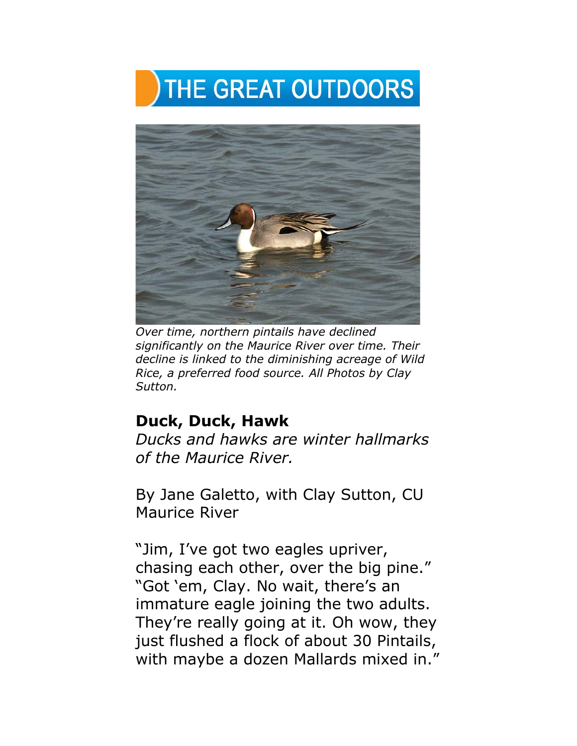# THE GREAT OUTDOORS

*Over time, northern pintails have declined significantly on the Maurice River over time. Their decline is linked to the diminishing acreage of Wild Rice, a preferred food source. All Photos by Clay Sutton.*

## Duck, Duck, Hawk

*Ducks and hawks are winter hallmarks of the Maurice River.*

By Jane Galetto, with Clay Sutton, CU Maurice River

"Jim, I've got two eagles upriver, chasing each other, over the big pine." "Got 'em, Clay. No wait, there's an immature eagle joining the two adults. They're really going at it. Oh wow, they just flushed a flock of about 30 Pintails, with maybe a dozen Mallards mixed in."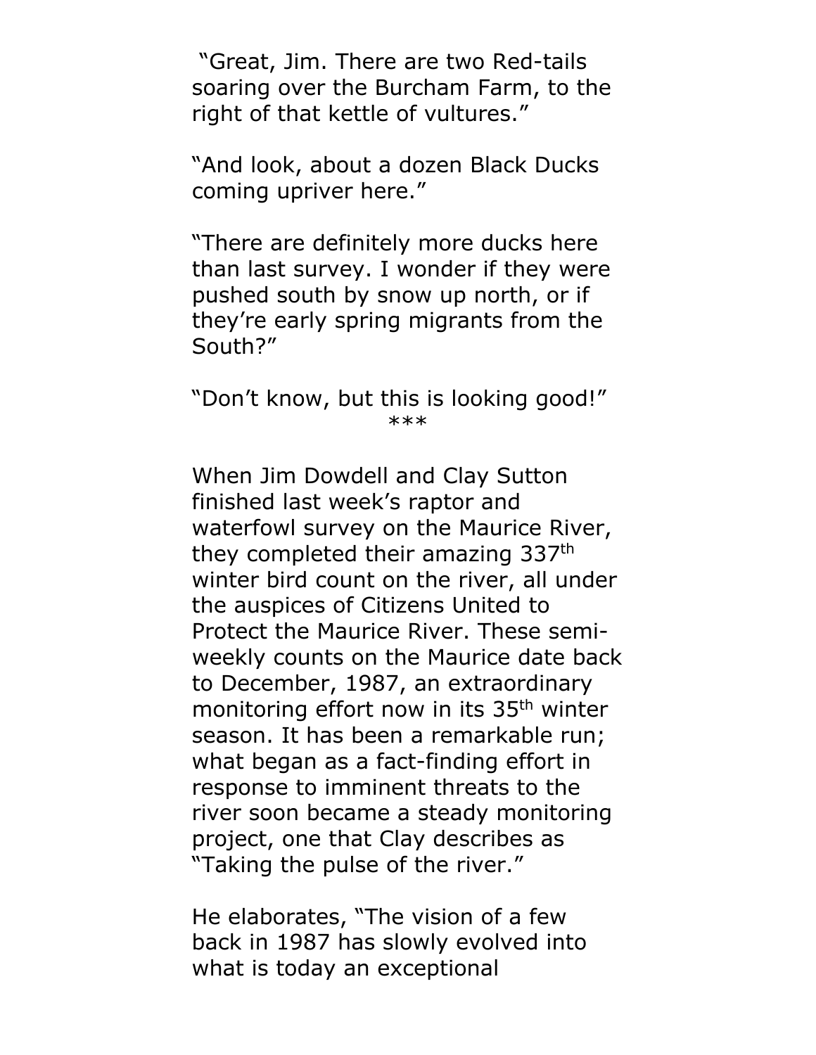"Great, Jim. There are two Red-tails soaring over the Burcham Farm, to the right of that kettle of vultures."

"And look, about a dozen Black Ducks coming upriver here."

"There are definitely more ducks here than last survey. I wonder if they were pushed south by snow up north, or if they're early spring migrants from the South?"

"Don't know, but this is looking good!"

***

When Jim Dowdell and Clay Sutton finished last week's raptor and waterfowl survey on the Maurice River, they completed their amazing 337th winter bird count on the river, all under the auspices of Citizens United to Protect the Maurice River. These semi-weekly counts on the Maurice date back to December, 1987, an extraordinary monitoring effort now in its 35th winter season. It has been a remarkable run; what began as a fact-finding effort in response to imminent threats to the river soon became a steady monitoring project, one that Clay describes as "Taking the pulse of the river."

He elaborates, "The vision of a few back in 1987 has slowly evolved into what is today an exceptional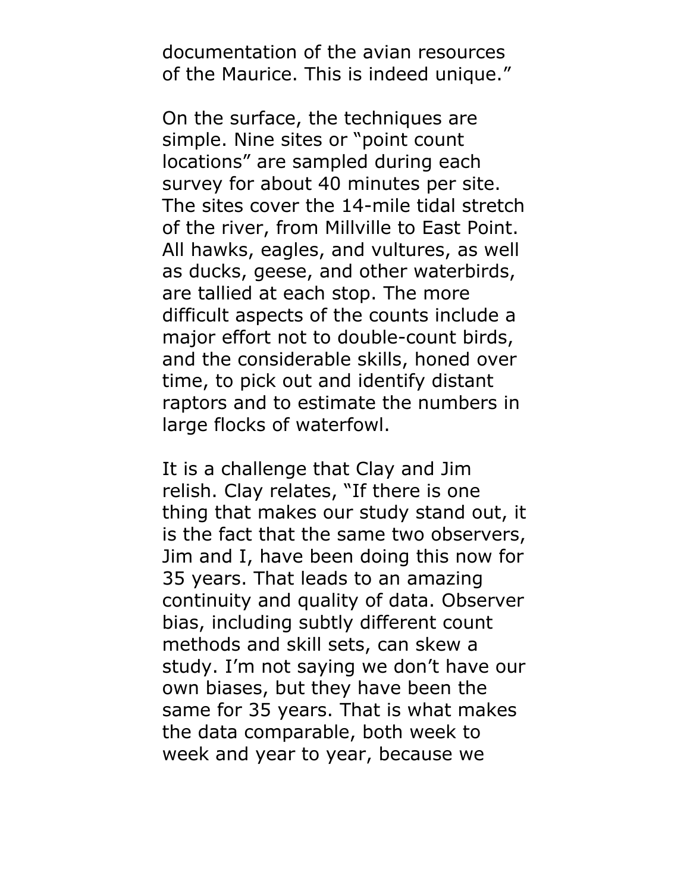documentation of the avian resources of the Maurice. This is indeed unique."

On the surface, the techniques are simple. Nine sites or "point count locations" are sampled during each survey for about 40 minutes per site. The sites cover the 14-mile tidal stretch of the river, from Millville to East Point. All hawks, eagles, and vultures, as well as ducks, geese, and other waterbirds, are tallied at each stop. The more difficult aspects of the counts include a major effort not to double-count birds, and the considerable skills, honed over time, to pick out and identify distant raptors and to estimate the numbers in large flocks of waterfowl.

It is a challenge that Clay and Jim relish. Clay relates, "If there is one thing that makes our study stand out, it is the fact that the same two observers, Jim and I, have been doing this now for 35 years. That leads to an amazing continuity and quality of data. Observer bias, including subtly different count methods and skill sets, can skew a study. I'm not saying we don't have our own biases, but they have been the same for 35 years. That is what makes the data comparable, both week to week and year to year, because we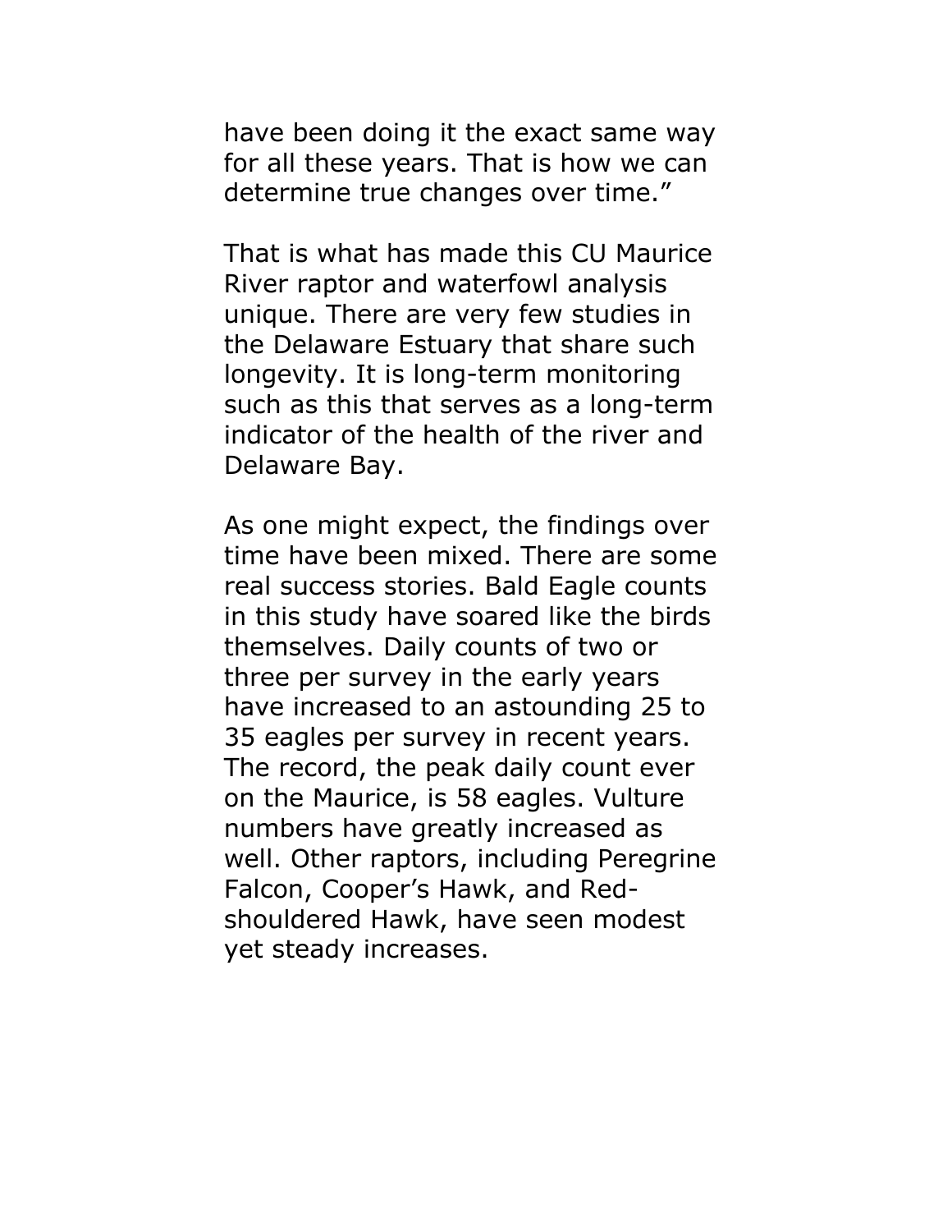have been doing it the exact same way for all these years. That is how we can determine true changes over time."

That is what has made this CU Maurice River raptor and waterfowl analysis unique. There are very few studies in the Delaware Estuary that share such longevity. It is long-term monitoring such as this that serves as a long-term indicator of the health of the river and Delaware Bay.

As one might expect, the findings over time have been mixed. There are some real success stories. Bald Eagle counts in this study have soared like the birds themselves. Daily counts of two or three per survey in the early years have increased to an astounding 25 to 35 eagles per survey in recent years. The record, the peak daily count ever on the Maurice, is 58 eagles. Vulture numbers have greatly increased as well. Other raptors, including Peregrine Falcon, Cooper's Hawk, and Red-shouldered Hawk, have seen modest yet steady increases.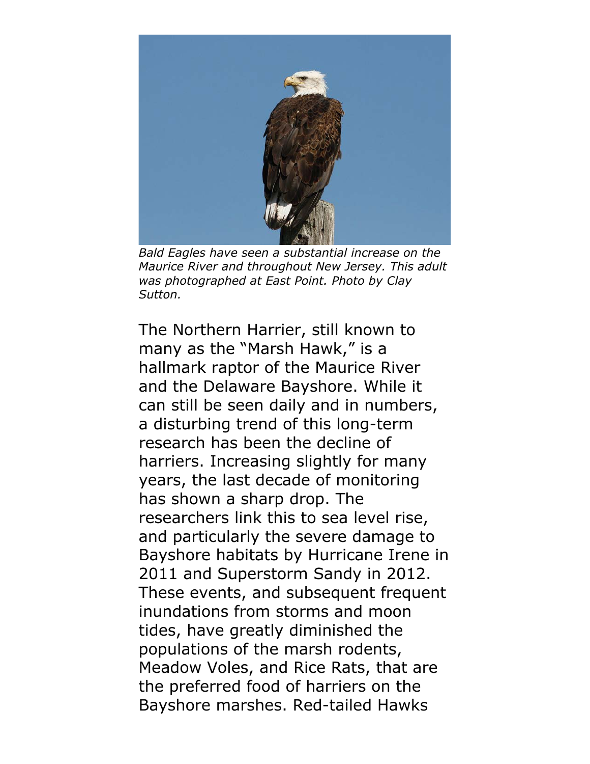*Bald Eagles have seen a substantial increase on the Maurice River and throughout New Jersey. This adult was photographed at East Point. Photo by Clay Sutton.*

The Northern Harrier, still known to many as the "Marsh Hawk," is a hallmark raptor of the Maurice River and the Delaware Bayshore. While it can still be seen daily and in numbers, a disturbing trend of this long-term research has been the decline of harriers. Increasing slightly for many years, the last decade of monitoring has shown a sharp drop. The researchers link this to sea level rise, and particularly the severe damage to Bayshore habitats by Hurricane Irene in 2011 and Superstorm Sandy in 2012. These events, and subsequent frequent inundations from storms and moon tides, have greatly diminished the populations of the marsh rodents, Meadow Voles, and Rice Rats, that are the preferred food of harriers on the Bayshore marshes. Red-tailed Hawks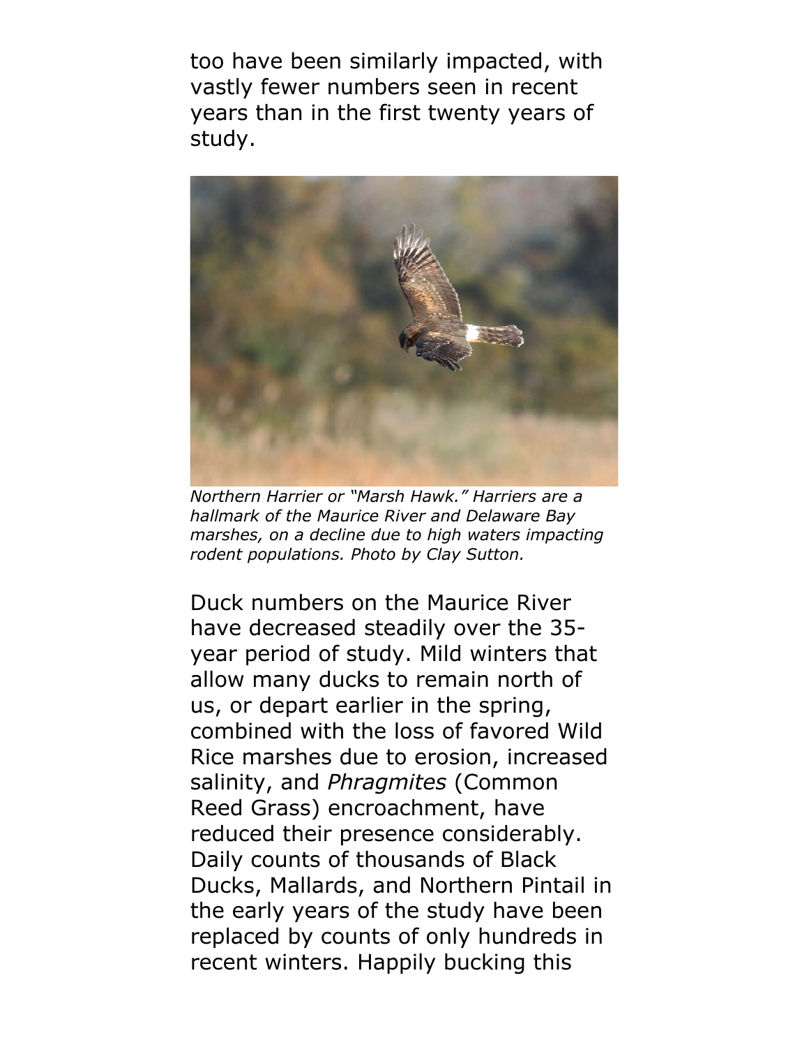too have been similarly impacted, with vastly fewer numbers seen in recent years than in the first twenty years of study.

*Northern Harrier or "Marsh Hawk." Harriers are a hallmark of the Maurice River and Delaware Bay marshes, on a decline due to high waters impacting rodent populations. Photo by Clay Sutton.*

Duck numbers on the Maurice River have decreased steadily over the 35-year period of study. Mild winters that allow many ducks to remain north of us, or depart earlier in the spring, combined with the loss of favored Wild Rice marshes due to erosion, increased salinity, and *Phragmites* (Common Reed Grass) encroachment, have reduced their presence considerably. Daily counts of thousands of Black Ducks, Mallards, and Northern Pintail in the early years of the study have been replaced by counts of only hundreds in recent winters. Happily bucking this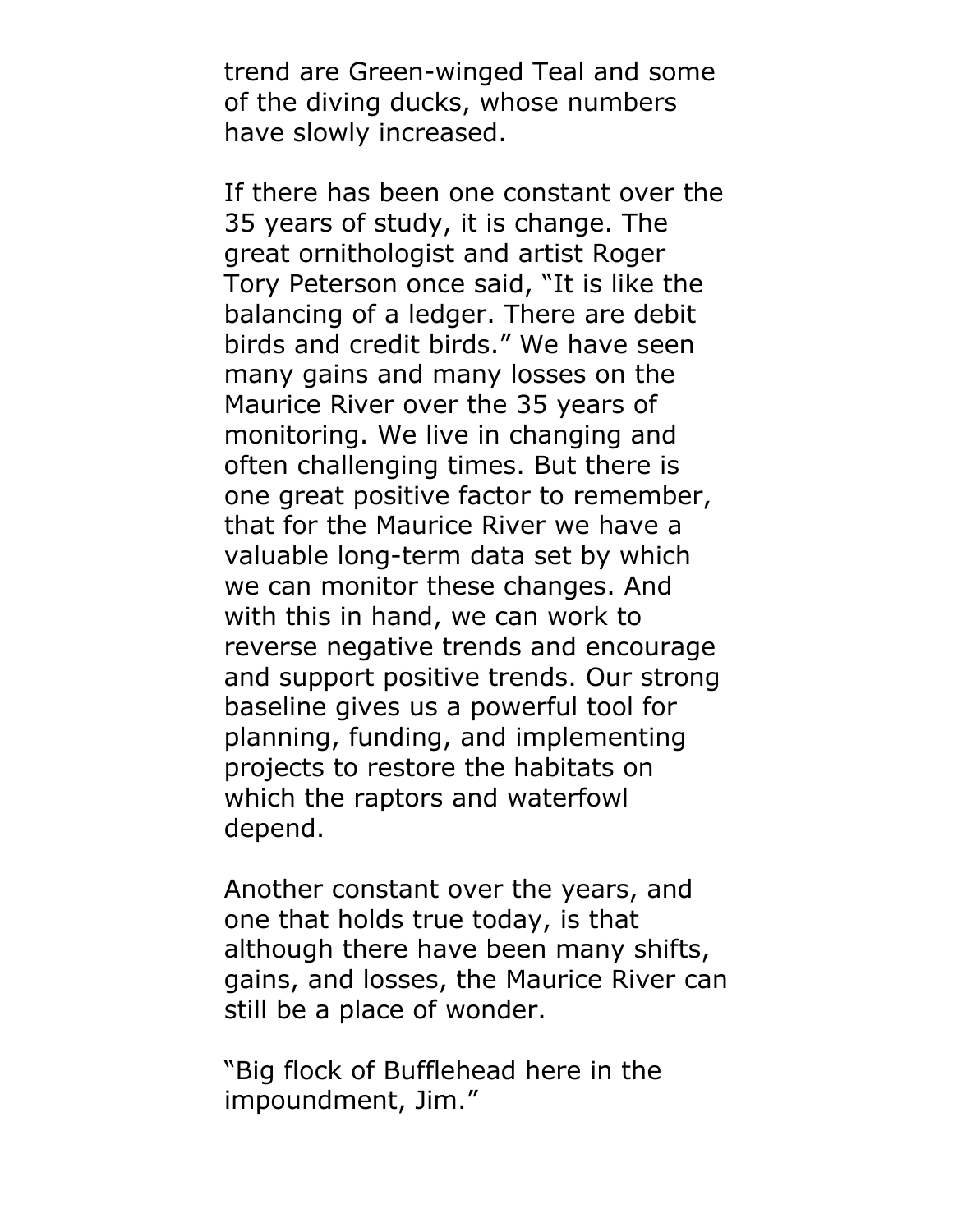trend are Green-winged Teal and some of the diving ducks, whose numbers have slowly increased.

If there has been one constant over the 35 years of study, it is change. The great ornithologist and artist Roger Tory Peterson once said, "It is like the balancing of a ledger. There are debit birds and credit birds." We have seen many gains and many losses on the Maurice River over the 35 years of monitoring. We live in changing and often challenging times. But there is one great positive factor to remember, that for the Maurice River we have a valuable long-term data set by which we can monitor these changes. And with this in hand, we can work to reverse negative trends and encourage and support positive trends. Our strong baseline gives us a powerful tool for planning, funding, and implementing projects to restore the habitats on which the raptors and waterfowl depend.

Another constant over the years, and one that holds true today, is that although there have been many shifts, gains, and losses, the Maurice River can still be a place of wonder.

"Big flock of Bufflehead here in the impoundment, Jim."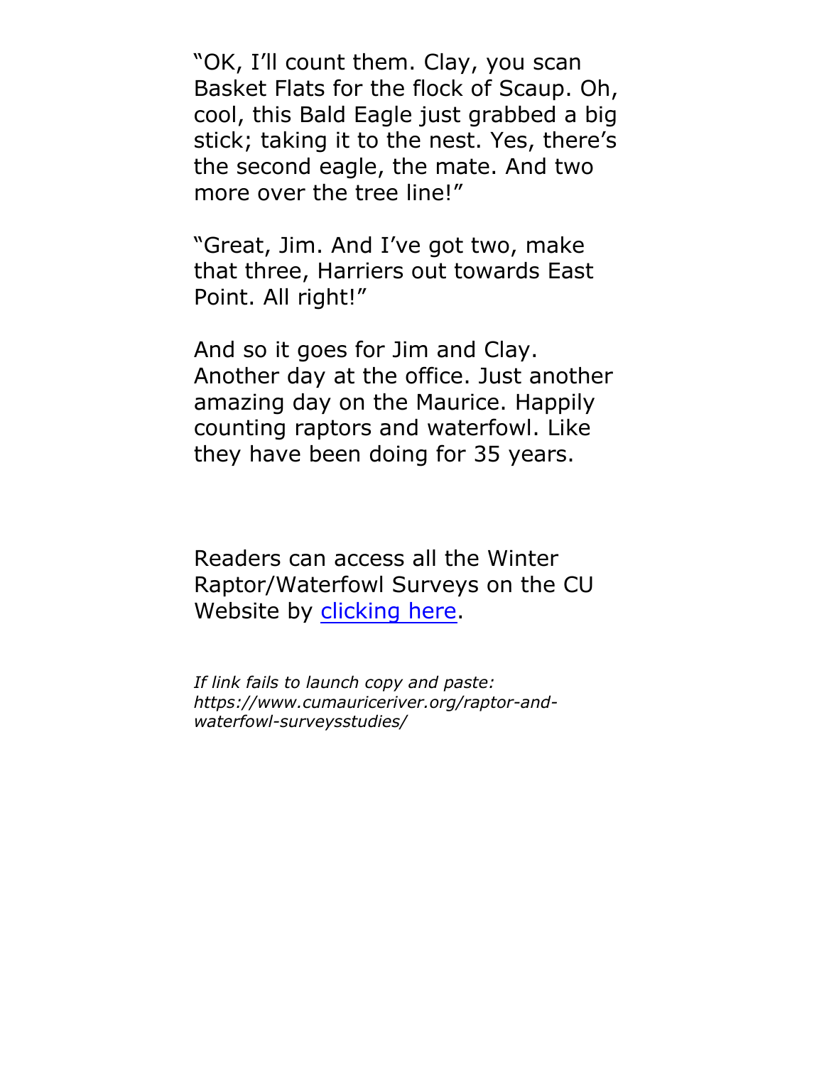"OK, I'll count them. Clay, you scan Basket Flats for the flock of Scaup. Oh, cool, this Bald Eagle just grabbed a big stick; taking it to the nest. Yes, there's the second eagle, the mate. And two more over the tree line!"

"Great, Jim. And I've got two, make that three, Harriers out towards East Point. All right!"

And so it goes for Jim and Clay. Another day at the office. Just another amazing day on the Maurice. Happily counting raptors and waterfowl. Like they have been doing for 35 years.

Readers can access all the Winter Raptor/Waterfowl Surveys on the CU Website by [clicking here](https://www.cumauriceriver.org/raptor-and-waterfowl-surveysstudies/).

*If link fails to launch copy and paste: https://www.cumauriceriver.org/raptor-and-waterfowl-surveysstudies/*